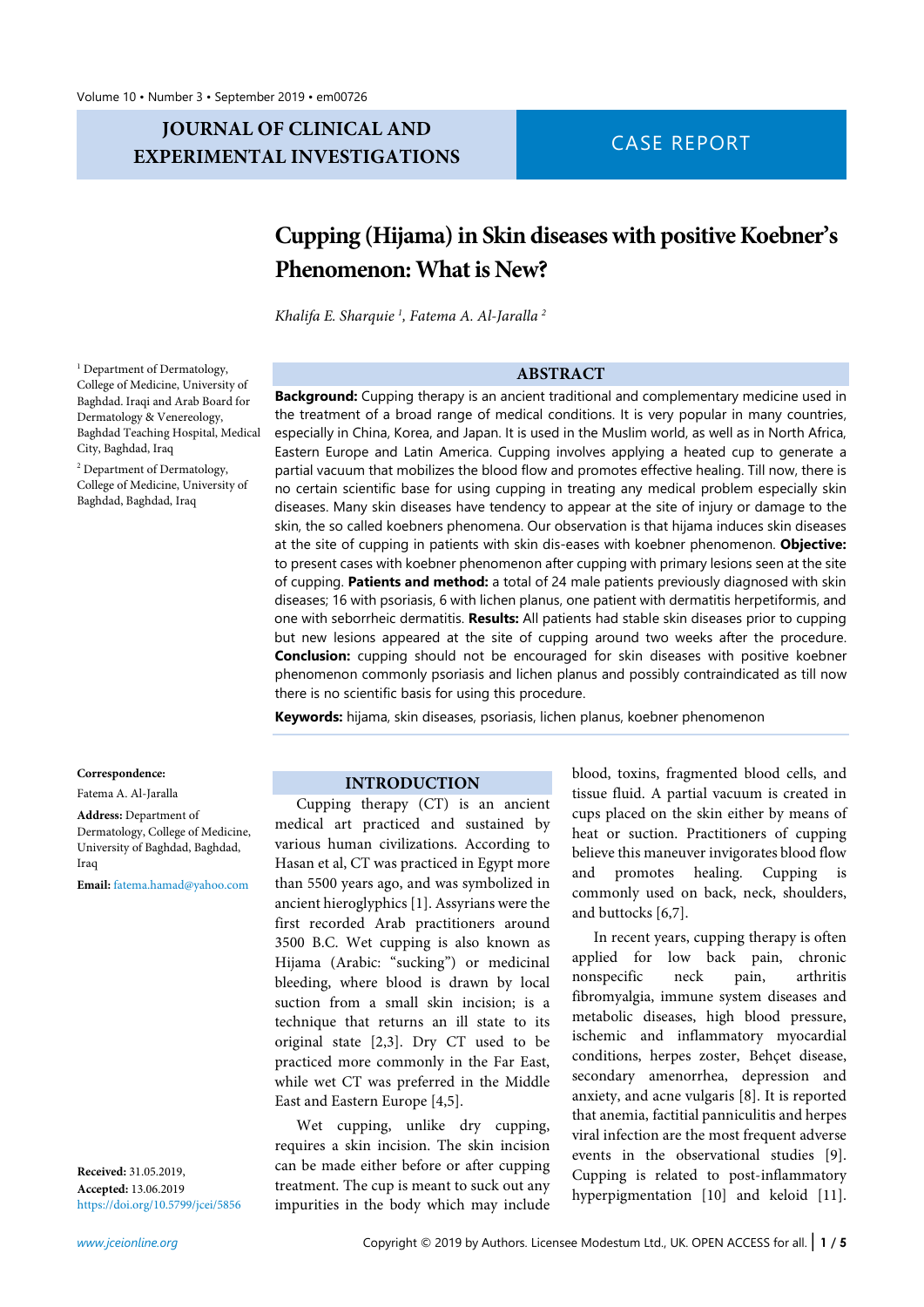JOURNAL OF CLINICAL AND EXPERIMENTAL INVESTIGATIONS

CASE REPORT

# Cupping (Hijama) in Skin diseases with positive Koebner's Phenomenon: What is New?

*Khalifa E. Sharquie [1], Fatema A. Al-Jaralla [2]*

[1] Department of Dermatology, College of Medicine, University of Baghdad. Iraqi and Arab Board for Dermatology & Venereology, Baghdad Teaching Hospital, Medical City, Baghdad, Iraq

[2] Department of Dermatology, College of Medicine, University of Baghdad, Baghdad, Iraq

## ABSTRACT

**Background:** Cupping therapy is an ancient traditional and complementary medicine used in the treatment of a broad range of medical conditions. It is very popular in many countries, especially in China, Korea, and Japan. It is used in the Muslim world, as well as in North Africa, Eastern Europe and Latin America. Cupping involves applying a heated cup to generate a partial vacuum that mobilizes the blood flow and promotes effective healing. Till now, there is no certain scientific base for using cupping in treating any medical problem especially skin diseases. Many skin diseases have tendency to appear at the site of injury or damage to the skin, the so called koebners phenomena. Our observation is that hijama induces skin diseases at the site of cupping in patients with skin dis-eases with koebner phenomenon. **Objective:** to present cases with koebner phenomenon after cupping with primary lesions seen at the site of cupping. **Patients and method:** a total of 24 male patients previously diagnosed with skin diseases; 16 with psoriasis, 6 with lichen planus, one patient with dermatitis herpetiformis, and one with seborrheic dermatitis. **Results:** All patients had stable skin diseases prior to cupping but new lesions appeared at the site of cupping around two weeks after the procedure. **Conclusion:** cupping should not be encouraged for skin diseases with positive koebner phenomenon commonly psoriasis and lichen planus and possibly contraindicated as till now there is no scientific basis for using this procedure.

**Keywords:** hijama, skin diseases, psoriasis, lichen planus, koebner phenomenon

**Correspondence:**

Fatema A. Al-Jaralla

**Address:** Department of Dermatology, College of Medicine, University of Baghdad, Baghdad, Iraq

**Email:** fatema.hamad@yahoo.com

**Received:** 31.05.2019,
**Accepted:** 13.06.2019
https://doi.org/10.5799/jcei/5856

## INTRODUCTION

Cupping therapy (CT) is an ancient medical art practiced and sustained by various human civilizations. According to Hasan et al, CT was practiced in Egypt more than 5500 years ago, and was symbolized in ancient hieroglyphics [1]. Assyrians were the first recorded Arab practitioners around 3500 B.C. Wet cupping is also known as Hijama (Arabic: "sucking") or medicinal bleeding, where blood is drawn by local suction from a small skin incision; is a technique that returns an ill state to its original state [2,3]. Dry CT used to be practiced more commonly in the Far East, while wet CT was preferred in the Middle East and Eastern Europe [4,5].

Wet cupping, unlike dry cupping, requires a skin incision. The skin incision can be made either before or after cupping treatment. The cup is meant to suck out any impurities in the body which may include blood, toxins, fragmented blood cells, and tissue fluid. A partial vacuum is created in cups placed on the skin either by means of heat or suction. Practitioners of cupping believe this maneuver invigorates blood flow and promotes healing. Cupping is commonly used on back, neck, shoulders, and buttocks [6,7].

In recent years, cupping therapy is often applied for low back pain, chronic nonspecific neck pain, arthritis fibromyalgia, immune system diseases and metabolic diseases, high blood pressure, ischemic and inflammatory myocardial conditions, herpes zoster, Behçet disease, secondary amenorrhea, depression and anxiety, and acne vulgaris [8]. It is reported that anemia, factitial panniculitis and herpes viral infection are the most frequent adverse events in the observational studies [9]. Cupping is related to post-inflammatory hyperpigmentation [10] and keloid [11].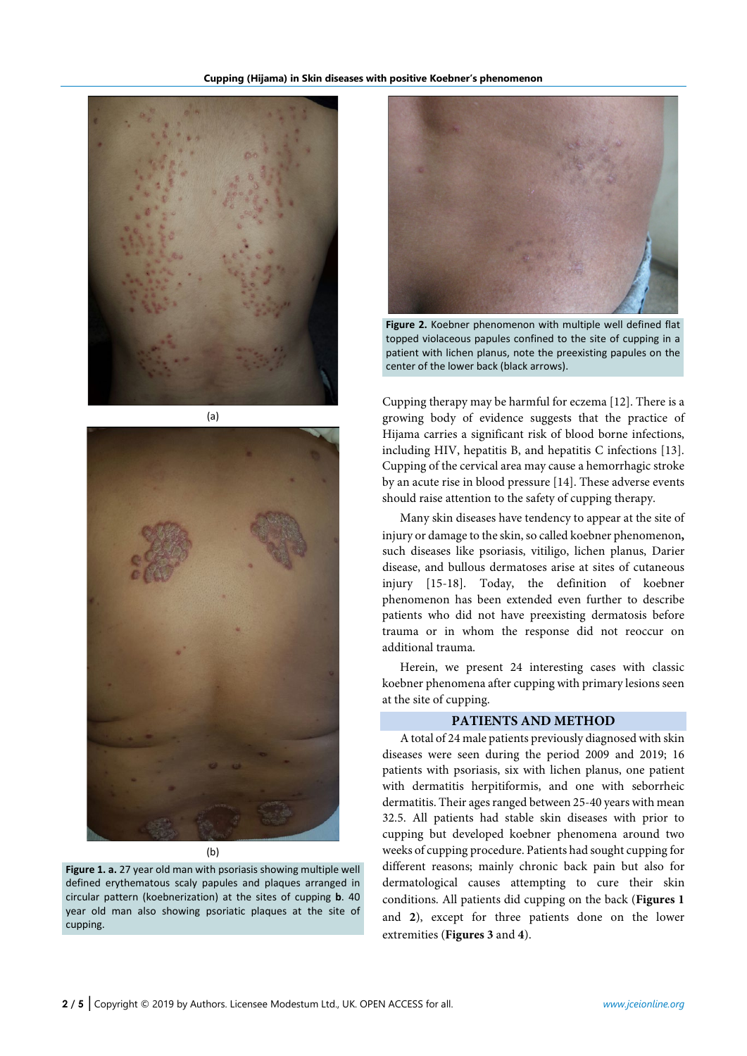(a)

(b)

**Figure 1. a.** 27 year old man with psoriasis showing multiple well defined erythematous scaly papules and plaques arranged in circular pattern (koebnerization) at the sites of cupping **b**. 40 year old man also showing psoriatic plaques at the site of cupping.

**Figure 2.** Koebner phenomenon with multiple well defined flat topped violaceous papules confined to the site of cupping in a patient with lichen planus, note the preexisting papules on the center of the lower back (black arrows).

Cupping therapy may be harmful for eczema [12]. There is a growing body of evidence suggests that the practice of Hijama carries a significant risk of blood borne infections, including HIV, hepatitis B, and hepatitis C infections [13]. Cupping of the cervical area may cause a hemorrhagic stroke by an acute rise in blood pressure [14]. These adverse events should raise attention to the safety of cupping therapy.

Many skin diseases have tendency to appear at the site of injury or damage to the skin, so called koebner phenomenon**,** such diseases like psoriasis, vitiligo, lichen planus, Darier disease, and bullous dermatoses arise at sites of cutaneous injury [15-18]. Today, the definition of koebner phenomenon has been extended even further to describe patients who did not have preexisting dermatosis before trauma or in whom the response did not reoccur on additional trauma.

Herein, we present 24 interesting cases with classic koebner phenomena after cupping with primary lesions seen at the site of cupping.

## PATIENTS AND METHOD

A total of 24 male patients previously diagnosed with skin diseases were seen during the period 2009 and 2019; 16 patients with psoriasis, six with lichen planus, one patient with dermatitis herpitiformis, and one with seborrheic dermatitis. Their ages ranged between 25-40 years with mean 32.5. All patients had stable skin diseases with prior to cupping but developed koebner phenomena around two weeks of cupping procedure. Patients had sought cupping for different reasons; mainly chronic back pain but also for dermatological causes attempting to cure their skin conditions. All patients did cupping on the back (**Figures 1** and **2**), except for three patients done on the lower extremities (**Figures 3** and **4**).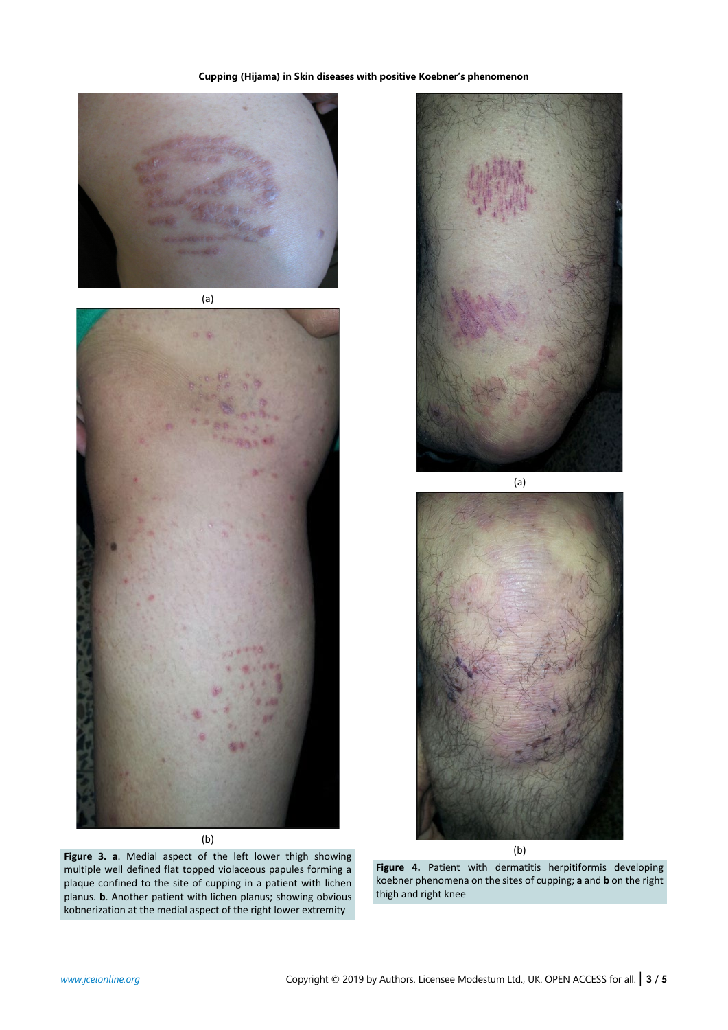(a)

(b)

**Figure 3. a**. Medial aspect of the left lower thigh showing multiple well defined flat topped violaceous papules forming a plaque confined to the site of cupping in a patient with lichen planus. **b**. Another patient with lichen planus; showing obvious kobnerization at the medial aspect of the right lower extremity

(a)

(b)

**Figure 4.** Patient with dermatitis herpitiformis developing koebner phenomena on the sites of cupping; **a** and **b** on the right thigh and right knee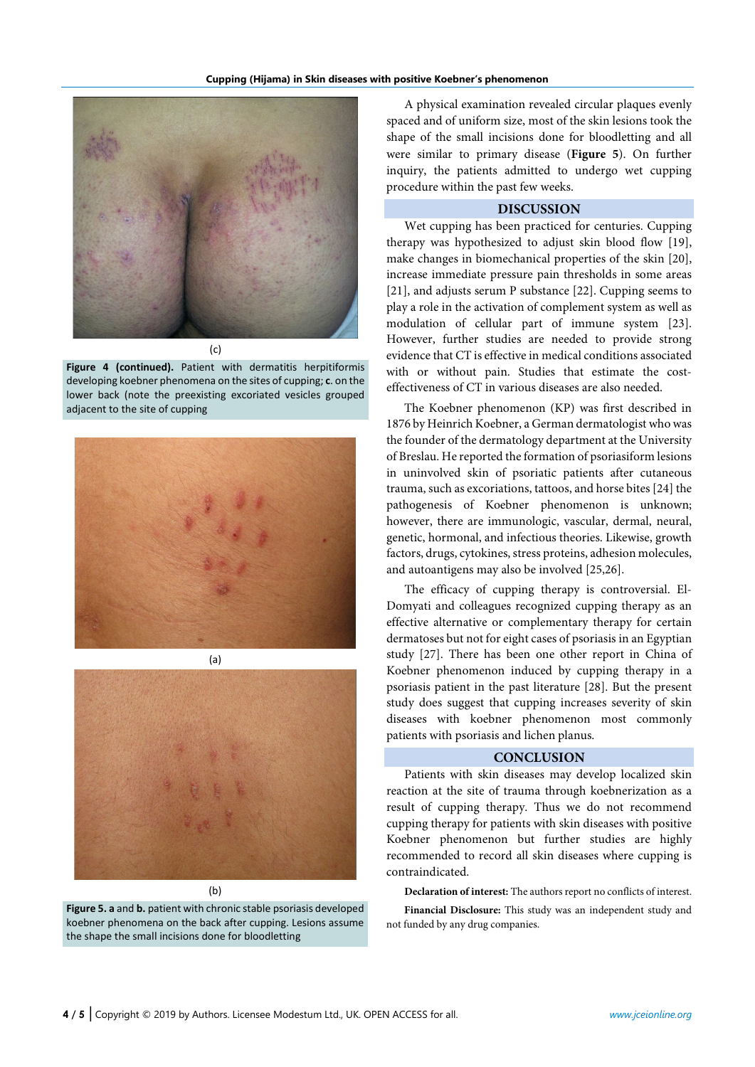(c)

**Figure 4 (continued).** Patient with dermatitis herpitiformis developing koebner phenomena on the sites of cupping; **c.** on the lower back (note the preexisting excoriated vesicles grouped adjacent to the site of cupping

(a)

(b)

**Figure 5. a** and **b.** patient with chronic stable psoriasis developed koebner phenomena on the back after cupping. Lesions assume the shape the small incisions done for bloodletting

A physical examination revealed circular plaques evenly spaced and of uniform size, most of the skin lesions took the shape of the small incisions done for bloodletting and all were similar to primary disease (**Figure 5**). On further inquiry, the patients admitted to undergo wet cupping procedure within the past few weeks.

## DISCUSSION

Wet cupping has been practiced for centuries. Cupping therapy was hypothesized to adjust skin blood flow [19], make changes in biomechanical properties of the skin [20], increase immediate pressure pain thresholds in some areas [21], and adjusts serum P substance [22]. Cupping seems to play a role in the activation of complement system as well as modulation of cellular part of immune system [23]. However, further studies are needed to provide strong evidence that CT is effective in medical conditions associated with or without pain. Studies that estimate the cost-effectiveness of CT in various diseases are also needed.

The Koebner phenomenon (KP) was first described in 1876 by Heinrich Koebner, a German dermatologist who was the founder of the dermatology department at the University of Breslau. He reported the formation of psoriasiform lesions in uninvolved skin of psoriatic patients after cutaneous trauma, such as excoriations, tattoos, and horse bites [24] the pathogenesis of Koebner phenomenon is unknown; however, there are immunologic, vascular, dermal, neural, genetic, hormonal, and infectious theories. Likewise, growth factors, drugs, cytokines, stress proteins, adhesion molecules, and autoantigens may also be involved [25,26].

The efficacy of cupping therapy is controversial. El-Domyati and colleagues recognized cupping therapy as an effective alternative or complementary therapy for certain dermatoses but not for eight cases of psoriasis in an Egyptian study [27]. There has been one other report in China of Koebner phenomenon induced by cupping therapy in a psoriasis patient in the past literature [28]. But the present study does suggest that cupping increases severity of skin diseases with koebner phenomenon most commonly patients with psoriasis and lichen planus.

## CONCLUSION

Patients with skin diseases may develop localized skin reaction at the site of trauma through koebnerization as a result of cupping therapy. Thus we do not recommend cupping therapy for patients with skin diseases with positive Koebner phenomenon but further studies are highly recommended to record all skin diseases where cupping is contraindicated.

**Declaration of interest:** The authors report no conflicts of interest.

**Financial Disclosure:** This study was an independent study and not funded by any drug companies.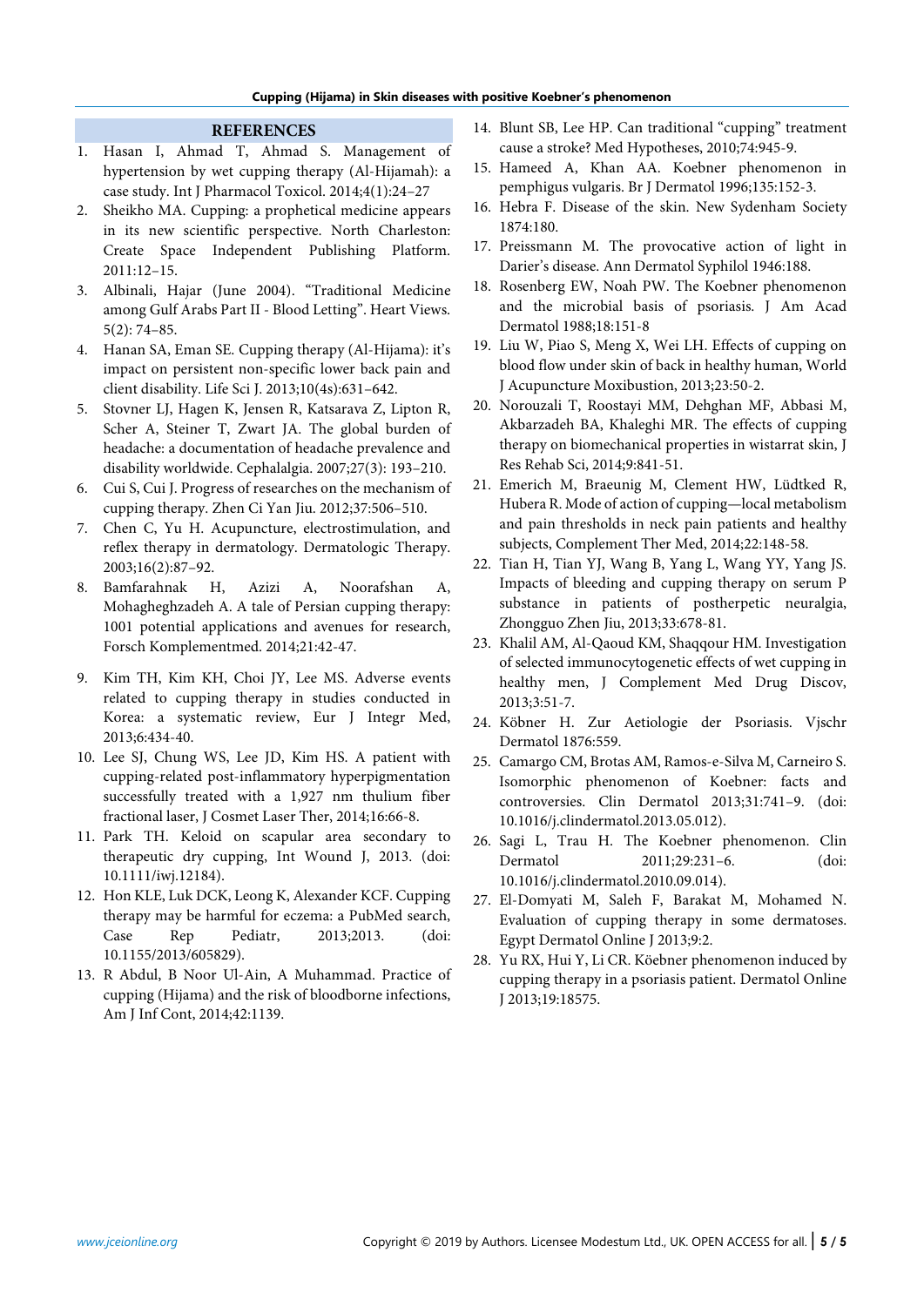## REFERENCES

1. Hasan I, Ahmad T, Ahmad S. Management of hypertension by wet cupping therapy (Al-Hijamah): a case study. Int J Pharmacol Toxicol. 2014;4(1):24–27
2. Sheikho MA. Cupping: a prophetical medicine appears in its new scientific perspective. North Charleston: Create Space Independent Publishing Platform. 2011:12–15.
3. Albinali, Hajar (June 2004). "Traditional Medicine among Gulf Arabs Part II - Blood Letting". Heart Views. 5(2): 74–85.
4. Hanan SA, Eman SE. Cupping therapy (Al-Hijama): it's impact on persistent non-specific lower back pain and client disability. Life Sci J. 2013;10(4s):631–642.
5. Stovner LJ, Hagen K, Jensen R, Katsarava Z, Lipton R, Scher A, Steiner T, Zwart JA. The global burden of headache: a documentation of headache prevalence and disability worldwide. Cephalalgia. 2007;27(3): 193–210.
6. Cui S, Cui J. Progress of researches on the mechanism of cupping therapy. Zhen Ci Yan Jiu. 2012;37:506–510.
7. Chen C, Yu H. Acupuncture, electrostimulation, and reflex therapy in dermatology. Dermatologic Therapy. 2003;16(2):87–92.
8. Bamfarahnak H, Azizi A, Noorafshan A, Mohagheghzadeh A. A tale of Persian cupping therapy: 1001 potential applications and avenues for research, Forsch Komplementmed. 2014;21:42-47.
9. Kim TH, Kim KH, Choi JY, Lee MS. Adverse events related to cupping therapy in studies conducted in Korea: a systematic review, Eur J Integr Med, 2013;6:434-40.
10. Lee SJ, Chung WS, Lee JD, Kim HS. A patient with cupping-related post-inflammatory hyperpigmentation successfully treated with a 1,927 nm thulium fiber fractional laser, J Cosmet Laser Ther, 2014;16:66-8.
11. Park TH. Keloid on scapular area secondary to therapeutic dry cupping, Int Wound J, 2013. (doi: 10.1111/iwj.12184).
12. Hon KLE, Luk DCK, Leong K, Alexander KCF. Cupping therapy may be harmful for eczema: a PubMed search, Case Rep Pediatr, 2013;2013. (doi: 10.1155/2013/605829).
13. R Abdul, B Noor Ul-Ain, A Muhammad. Practice of cupping (Hijama) and the risk of bloodborne infections, Am J Inf Cont, 2014;42:1139.
14. Blunt SB, Lee HP. Can traditional "cupping" treatment cause a stroke? Med Hypotheses, 2010;74:945-9.
15. Hameed A, Khan AA. Koebner phenomenon in pemphigus vulgaris. Br J Dermatol 1996;135:152-3.
16. Hebra F. Disease of the skin. New Sydenham Society 1874:180.
17. Preissmann M. The provocative action of light in Darier's disease. Ann Dermatol Syphilol 1946:188.
18. Rosenberg EW, Noah PW. The Koebner phenomenon and the microbial basis of psoriasis. J Am Acad Dermatol 1988;18:151-8
19. Liu W, Piao S, Meng X, Wei LH. Effects of cupping on blood flow under skin of back in healthy human, World J Acupuncture Moxibustion, 2013;23:50-2.
20. Norouzali T, Roostayi MM, Dehghan MF, Abbasi M, Akbarzadeh BA, Khaleghi MR. The effects of cupping therapy on biomechanical properties in wistarrat skin, J Res Rehab Sci, 2014;9:841-51.
21. Emerich M, Braeunig M, Clement HW, Lüdtked R, Hubera R. Mode of action of cupping—local metabolism and pain thresholds in neck pain patients and healthy subjects, Complement Ther Med, 2014;22:148-58.
22. Tian H, Tian YJ, Wang B, Yang L, Wang YY, Yang JS. Impacts of bleeding and cupping therapy on serum P substance in patients of postherpetic neuralgia, Zhongguo Zhen Jiu, 2013;33:678-81.
23. Khalil AM, Al-Qaoud KM, Shaqqour HM. Investigation of selected immunocytogenetic effects of wet cupping in healthy men, J Complement Med Drug Discov, 2013;3:51-7.
24. Köbner H. Zur Aetiologie der Psoriasis. Vjschr Dermatol 1876:559.
25. Camargo CM, Brotas AM, Ramos-e-Silva M, Carneiro S. Isomorphic phenomenon of Koebner: facts and controversies. Clin Dermatol 2013;31:741–9. (doi: 10.1016/j.clindermatol.2013.05.012).
26. Sagi L, Trau H. The Koebner phenomenon. Clin Dermatol 2011;29:231–6. (doi: 10.1016/j.clindermatol.2010.09.014).
27. El-Domyati M, Saleh F, Barakat M, Mohamed N. Evaluation of cupping therapy in some dermatoses. Egypt Dermatol Online J 2013;9:2.
28. Yu RX, Hui Y, Li CR. Köebner phenomenon induced by cupping therapy in a psoriasis patient. Dermatol Online J 2013;19:18575.